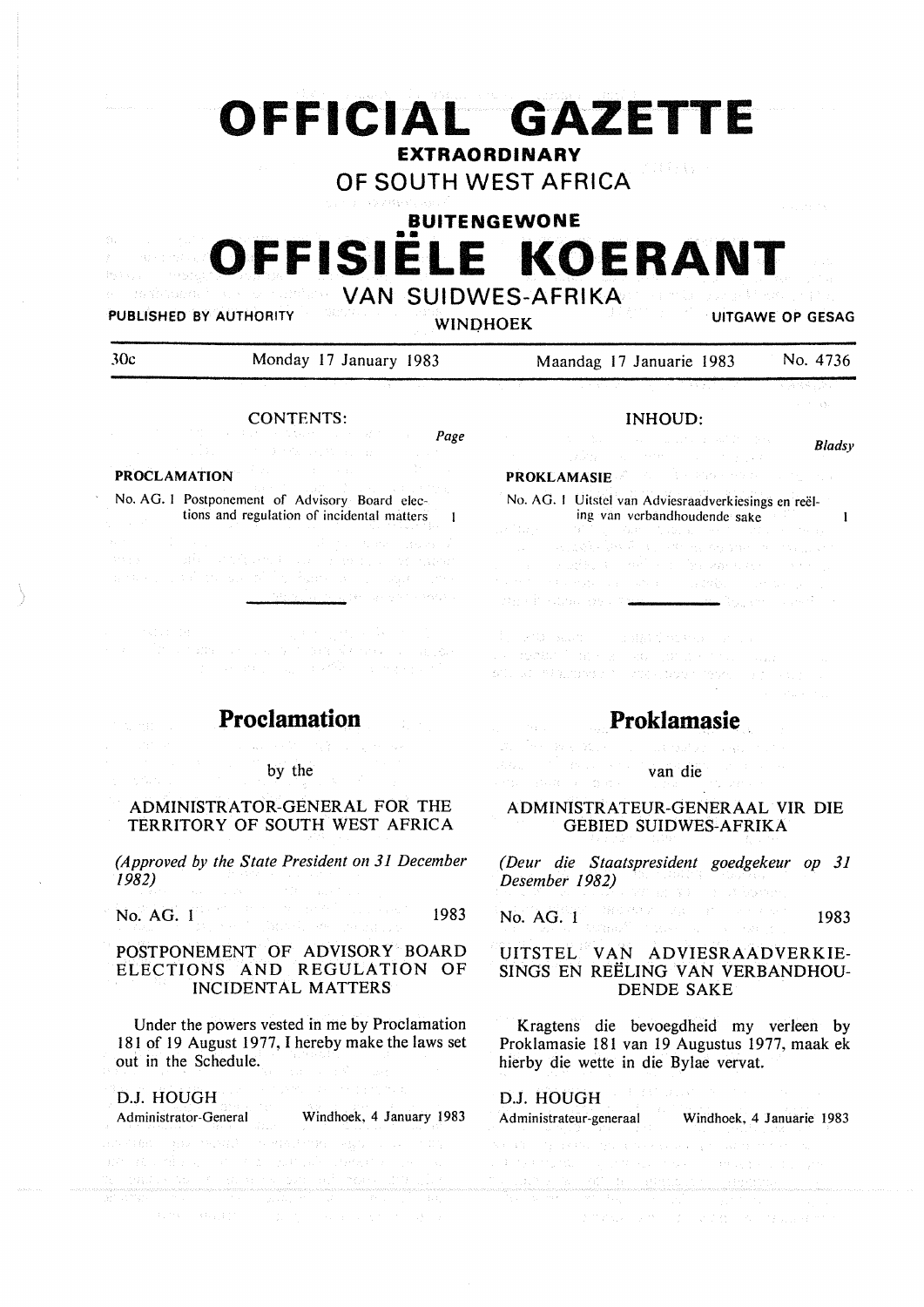# OFFICIAL GAZETTE

**EXTRAORDINARY**

## OF SOUTH WEST AFRICA

**BUITENGEWONE**

# OFFISIËLE KOERANT

## VAN SUIDWES-AFRIKA

PUBLISHED BY AUTHORITY — WINDHOEK — UITGAWE OP GESAG

30c — Monday 17 January 1983 — Maandag 17 Januarie 1983 — No. 4736

CONTENTS:

| | Page |
|---|---|
| **PROCLAMATION** | |
| No. AG. 1 Postponement of Advisory Board elections and regulation of incidental matters | 1 |

INHOUD:

| | *Bladsy* |
|---|---|
| **PROKLAMASIE** | |
| No. AG. 1 Uitstel van Adviesraadverkiesings en reëling van verbandhoudende sake | 1 |

---

## Proclamation

by the

ADMINISTRATOR-GENERAL FOR THE TERRITORY OF SOUTH WEST AFRICA

*(Approved by the State President on 31 December 1982)*

No. AG. 1 — 1983

POSTPONEMENT OF ADVISORY BOARD ELECTIONS AND REGULATION OF INCIDENTAL MATTERS

Under the powers vested in me by Proclamation 181 of 19 August 1977, I hereby make the laws set out in the Schedule.

D.J. HOUGH
Administrator-General — Windhoek, 4 January 1983

## Proklamasie

van die

ADMINISTRATEUR-GENERAAL VIR DIE GEBIED SUIDWES-AFRIKA

*(Deur die Staatspresident goedgekeur op 31 Desember 1982)*

No. AG. 1 — 1983

UITSTEL VAN ADVIESRAADVERKIESINGS EN REËLING VAN VERBANDHOUDENDE SAKE

Kragtens die bevoegdheid my verleen by Proklamasie 181 van 19 Augustus 1977, maak ek hierby die wette in die Bylae vervat.

D.J. HOUGH
Administrateur-generaal — Windhoek, 4 Januarie 1983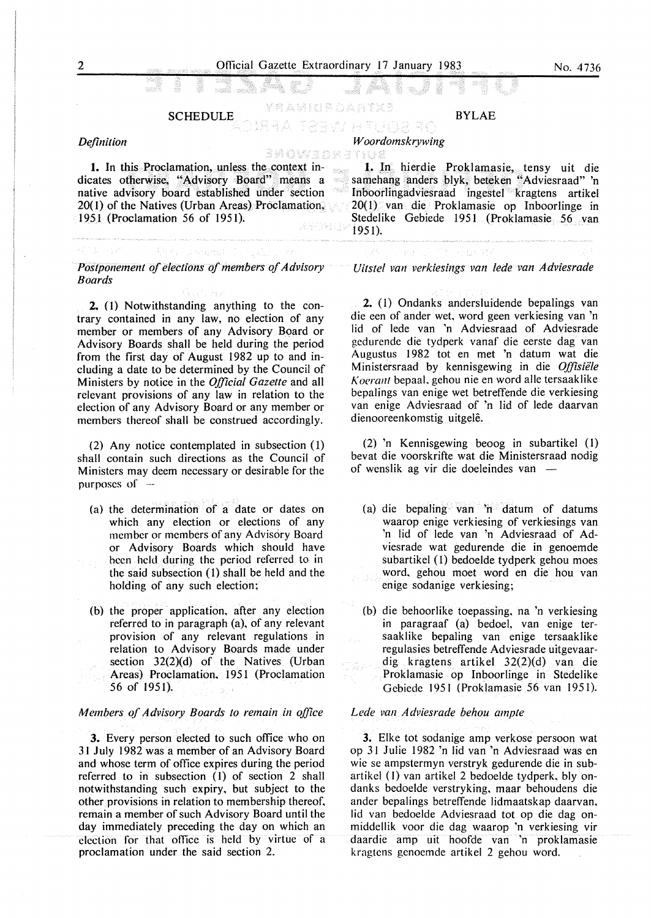## SCHEDULE

*Definition*

**1.** In this Proclamation, unless the context indicates otherwise, "Advisory Board" means a native advisory board established under section 20(1) of the Natives (Urban Areas) Proclamation, 1951 (Proclamation 56 of 1951).

*Postponement of elections of members of Advisory Boards*

**2.** (1) Notwithstanding anything to the contrary contained in any law, no election of any member or members of any Advisory Board or Advisory Boards shall be held during the period from the first day of August 1982 up to and including a date to be determined by the Council of Ministers by notice in the *Official Gazette* and all relevant provisions of any law in relation to the election of any Advisory Board or any member or members thereof shall be construed accordingly.

(2) Any notice contemplated in subsection (1) shall contain such directions as the Council of Ministers may deem necessary or desirable for the purposes of —

(a) the determination of a date or dates on which any election or elections of any member or members of any Advisory Board or Advisory Boards which should have been held during the period referred to in the said subsection (1) shall be held and the holding of any such election;

(b) the proper application, after any election referred to in paragraph (a), of any relevant provision of any relevant regulations in relation to Advisory Boards made under section 32(2)(d) of the Natives (Urban Areas) Proclamation, 1951 (Proclamation 56 of 1951).

*Members of Advisory Boards to remain in office*

**3.** Every person elected to such office who on 31 July 1982 was a member of an Advisory Board and whose term of office expires during the period referred to in subsection (1) of section 2 shall notwithstanding such expiry, but subject to the other provisions in relation to membership thereof, remain a member of such Advisory Board until the day immediately preceding the day on which an election for that office is held by virtue of a proclamation under the said section 2.

## BYLAE

*Woordomskrywing*

**1.** In hierdie Proklamasie, tensy uit die samehang anders blyk, beteken "Adviesraad" 'n Inboorlingadviesraad ingestel kragtens artikel 20(1) van die Proklamasie op Inboorlinge in Stedelike Gebiede 1951 (Proklamasie 56 van 1951).

*Uitstel van verkiesings van lede van Adviesrade*

**2.** (1) Ondanks andersluidende bepalings van die een of ander wet, word geen verkiesing van 'n lid of lede van 'n Adviesraad of Adviesrade gedurende die tydperk vanaf die eerste dag van Augustus 1982 tot en met 'n datum wat die Ministersraad by kennisgewing in die *Offisiële Koerant* bepaal, gehou nie en word alle tersaaklike bepalings van enige wet betreffende die verkiesing van enige Adviesraad of 'n lid of lede daarvan dienooreenkomstig uitgelê.

(2) 'n Kennisgewing beoog in subartikel (1) bevat die voorskrifte wat die Ministersraad nodig of wenslik ag vir die doeleindes van —

(a) die bepaling van 'n datum of datums waarop enige verkiesing of verkiesings van 'n lid of lede van 'n Adviesraad of Adviesrade wat gedurende die in genoemde subartikel (1) bedoelde tydperk gehou moes word, gehou moet word en die hou van enige sodanige verkiesing;

(b) die behoorlike toepassing, na 'n verkiesing in paragraaf (a) bedoel, van enige tersaaklike bepaling van enige tersaaklike regulasies betreffende Adviesrade uitgevaardig kragtens artikel 32(2)(d) van die Proklamasie op Inboorlinge in Stedelike Gebiede 1951 (Proklamasie 56 van 1951).

*Lede van Adviesrade behou ampte*

**3.** Elke tot sodanige amp verkose persoon wat op 31 Julie 1982 'n lid van 'n Adviesraad was en wie se ampstermyn verstryk gedurende die in subartikel (1) van artikel 2 bedoelde tydperk, bly ondanks bedoelde verstryking, maar behoudens die ander bepalings betreffende lidmaatskap daarvan, lid van bedoelde Adviesraad tot op die dag onmiddellik voor die dag waarop 'n verkiesing vir daardie amp uit hoofde van 'n proklamasie kragtens genoemde artikel 2 gehou word.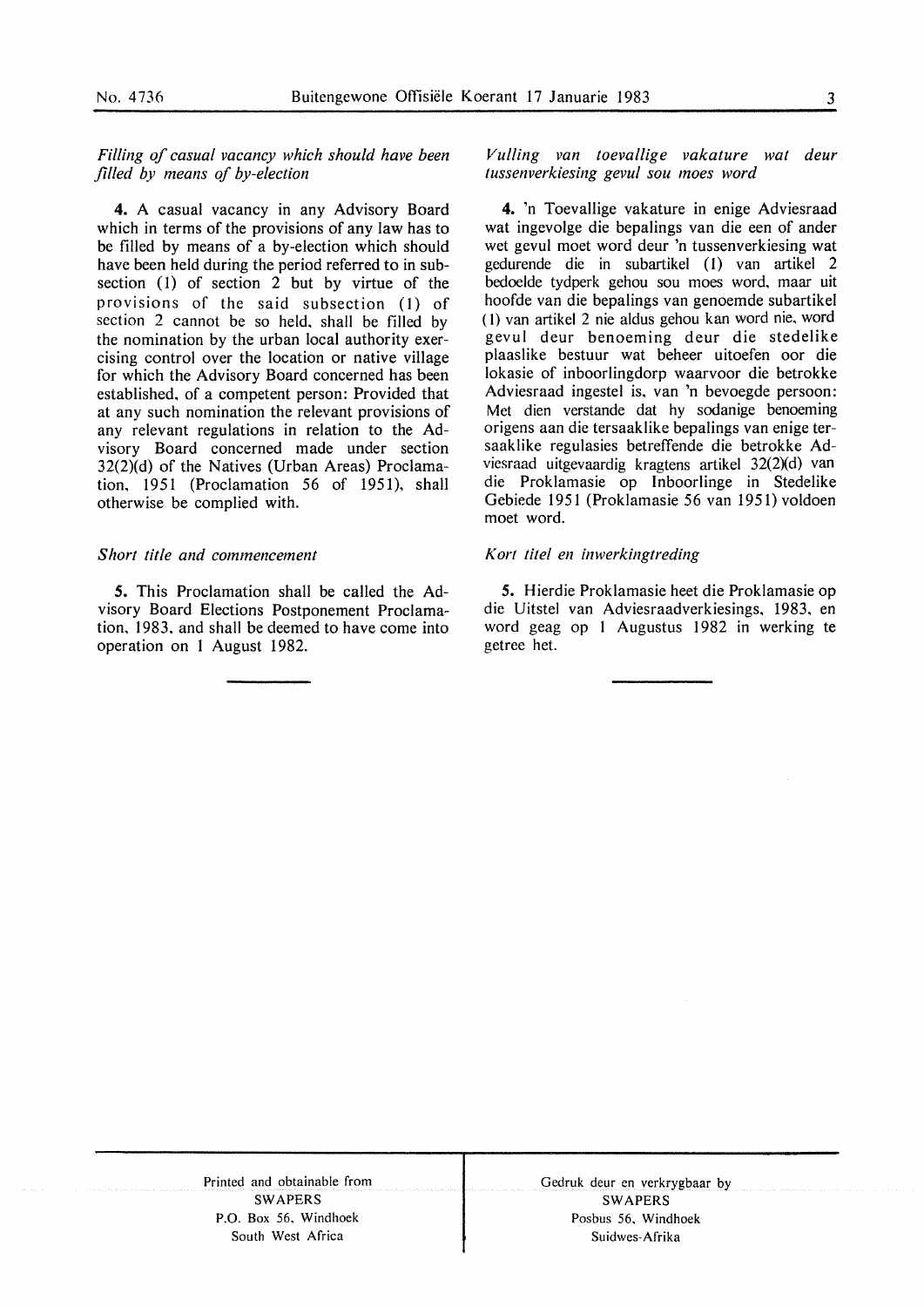*Filling of casual vacancy which should have been filled by means of by-election*

**4.** A casual vacancy in any Advisory Board which in terms of the provisions of any law has to be filled by means of a by-election which should have been held during the period referred to in subsection (1) of section 2 but by virtue of the provisions of the said subsection (1) of section 2 cannot be so held, shall be filled by the nomination by the urban local authority exercising control over the location or native village for which the Advisory Board concerned has been established, of a competent person: Provided that at any such nomination the relevant provisions of any relevant regulations in relation to the Advisory Board concerned made under section 32(2)(d) of the Natives (Urban Areas) Proclamation, 1951 (Proclamation 56 of 1951), shall otherwise be complied with.

*Short title and commencement*

**5.** This Proclamation shall be called the Advisory Board Elections Postponement Proclamation, 1983, and shall be deemed to have come into operation on 1 August 1982.

*Vulling van toevallige vakature wat deur tussenverkiesing gevul sou moes word*

**4.** 'n Toevallige vakature in enige Adviesraad wat ingevolge die bepalings van die een of ander wet gevul moet word deur 'n tussenverkiesing wat gedurende die in subartikel (1) van artikel 2 bedoelde tydperk gehou sou moes word, maar uit hoofde van die bepalings van genoemde subartikel (1) van artikel 2 nie aldus gehou kan word nie, word gevul deur benoeming deur die stedelike plaaslike bestuur wat beheer uitoefen oor die lokasie of inboorlingdorp waarvoor die betrokke Adviesraad ingestel is, van 'n bevoegde persoon: Met dien verstande dat by sodanige benoeming origens aan die tersaaklike bepalings van enige tersaaklike regulasies betreffende die betrokke Adviesraad uitgevaardig kragtens artikel 32(2)(d) van die Proklamasie op Inboorlinge in Stedelike Gebiede 1951 (Proklamasie 56 van 1951) voldoen moet word.

*Kort titel en inwerkingtreding*

**5.** Hierdie Proklamasie heet die Proklamasie op die Uitstel van Adviesraadverkiesings, 1983, en word geag op 1 Augustus 1982 in werking te getree het.

---

Printed and obtainable from
SWAPERS
P.O. Box 56, Windhoek
South West Africa

Gedruk deur en verkrygbaar by
SWAPERS
Posbus 56, Windhoek
Suidwes-Afrika